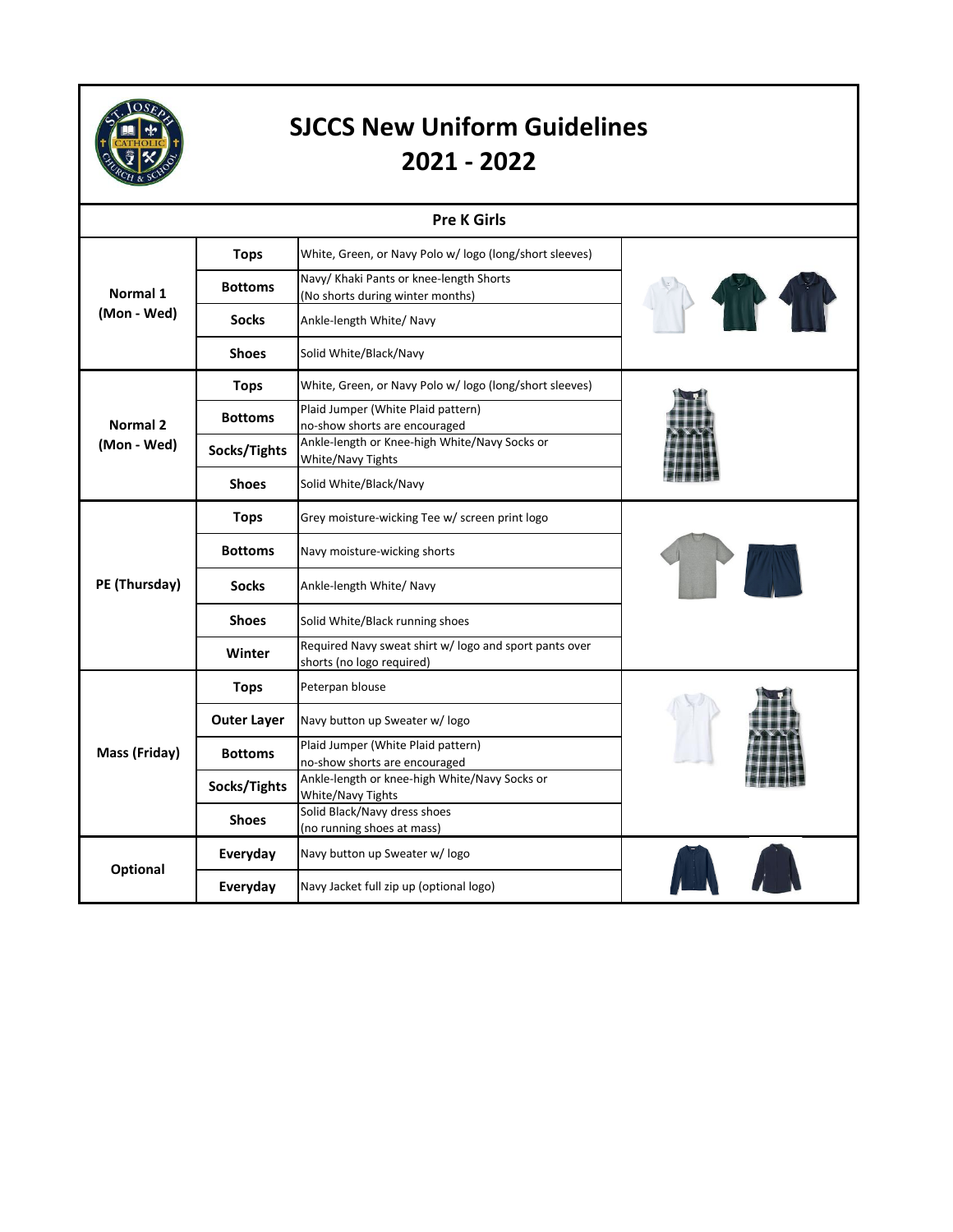# SJCCS New Uniform Guidelines 2021 - 2022

## Pre K Girls

| | | |
|---|---|---|
| **Normal 1 (Mon - Wed)** | **Tops** | White, Green, or Navy Polo w/ logo (long/short sleeves) |
| | **Bottoms** | Navy/ Khaki Pants or knee-length Shorts (No shorts during winter months) |
| | **Socks** | Ankle-length White/ Navy |
| | **Shoes** | Solid White/Black/Navy |
| **Normal 2 (Mon - Wed)** | **Tops** | White, Green, or Navy Polo w/ logo (long/short sleeves) |
| | **Bottoms** | Plaid Jumper (White Plaid pattern) no-show shorts are encouraged |
| | **Socks/Tights** | Ankle-length or Knee-high White/Navy Socks or White/Navy Tights |
| | **Shoes** | Solid White/Black/Navy |
| **PE (Thursday)** | **Tops** | Grey moisture-wicking Tee w/ screen print logo |
| | **Bottoms** | Navy moisture-wicking shorts |
| | **Socks** | Ankle-length White/ Navy |
| | **Shoes** | Solid White/Black running shoes |
| | **Winter** | Required Navy sweat shirt w/ logo and sport pants over shorts (no logo required) |
| **Mass (Friday)** | **Tops** | Peterpan blouse |
| | **Outer Layer** | Navy button up Sweater w/ logo |
| | **Bottoms** | Plaid Jumper (White Plaid pattern) no-show shorts are encouraged |
| | **Socks/Tights** | Ankle-length or knee-high White/Navy Socks or White/Navy Tights |
| | **Shoes** | Solid Black/Navy dress shoes (no running shoes at mass) |
| **Optional** | **Everyday** | Navy button up Sweater w/ logo |
| | **Everyday** | Navy Jacket full zip up (optional logo) |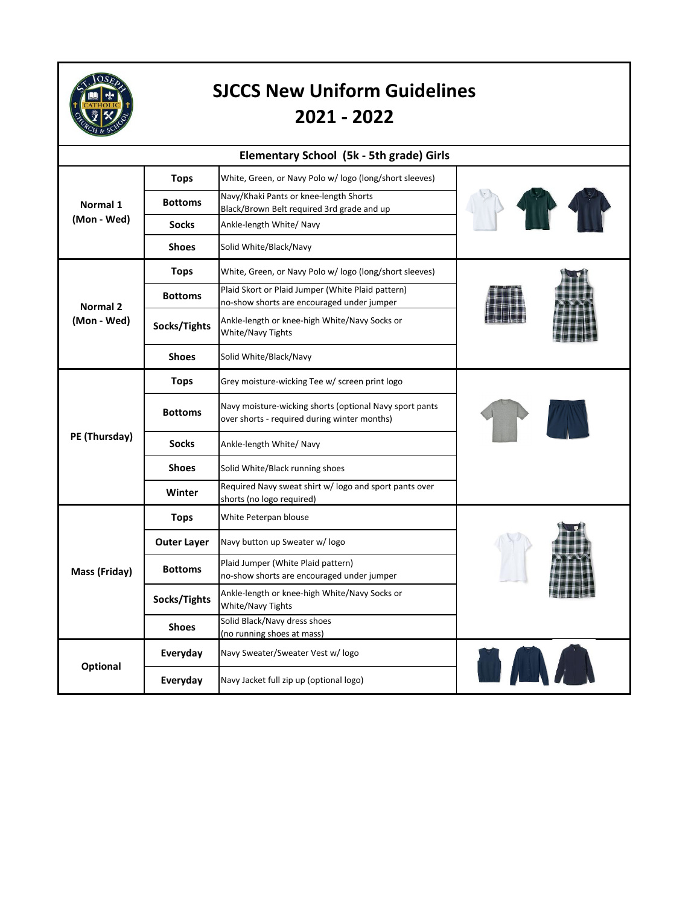# SJCCS New Uniform Guidelines 2021 - 2022

## Elementary School (5k - 5th grade) Girls

| | | |
|---|---|---|
| **Normal 1 (Mon - Wed)** | **Tops** | White, Green, or Navy Polo w/ logo (long/short sleeves) |
| | **Bottoms** | Navy/Khaki Pants or knee-length Shorts<br>Black/Brown Belt required 3rd grade and up |
| | **Socks** | Ankle-length White/ Navy |
| | **Shoes** | Solid White/Black/Navy |
| **Normal 2 (Mon - Wed)** | **Tops** | White, Green, or Navy Polo w/ logo (long/short sleeves) |
| | **Bottoms** | Plaid Skort or Plaid Jumper (White Plaid pattern)<br>no-show shorts are encouraged under jumper |
| | **Socks/Tights** | Ankle-length or knee-high White/Navy Socks or White/Navy Tights |
| | **Shoes** | Solid White/Black/Navy |
| **PE (Thursday)** | **Tops** | Grey moisture-wicking Tee w/ screen print logo |
| | **Bottoms** | Navy moisture-wicking shorts (optional Navy sport pants over shorts - required during winter months) |
| | **Socks** | Ankle-length White/ Navy |
| | **Shoes** | Solid White/Black running shoes |
| | **Winter** | Required Navy sweat shirt w/ logo and sport pants over shorts (no logo required) |
| **Mass (Friday)** | **Tops** | White Peterpan blouse |
| | **Outer Layer** | Navy button up Sweater w/ logo |
| | **Bottoms** | Plaid Jumper (White Plaid pattern)<br>no-show shorts are encouraged under jumper |
| | **Socks/Tights** | Ankle-length or knee-high White/Navy Socks or White/Navy Tights |
| | **Shoes** | Solid Black/Navy dress shoes<br>(no running shoes at mass) |
| **Optional** | **Everyday** | Navy Sweater/Sweater Vest w/ logo |
| | **Everyday** | Navy Jacket full zip up (optional logo) |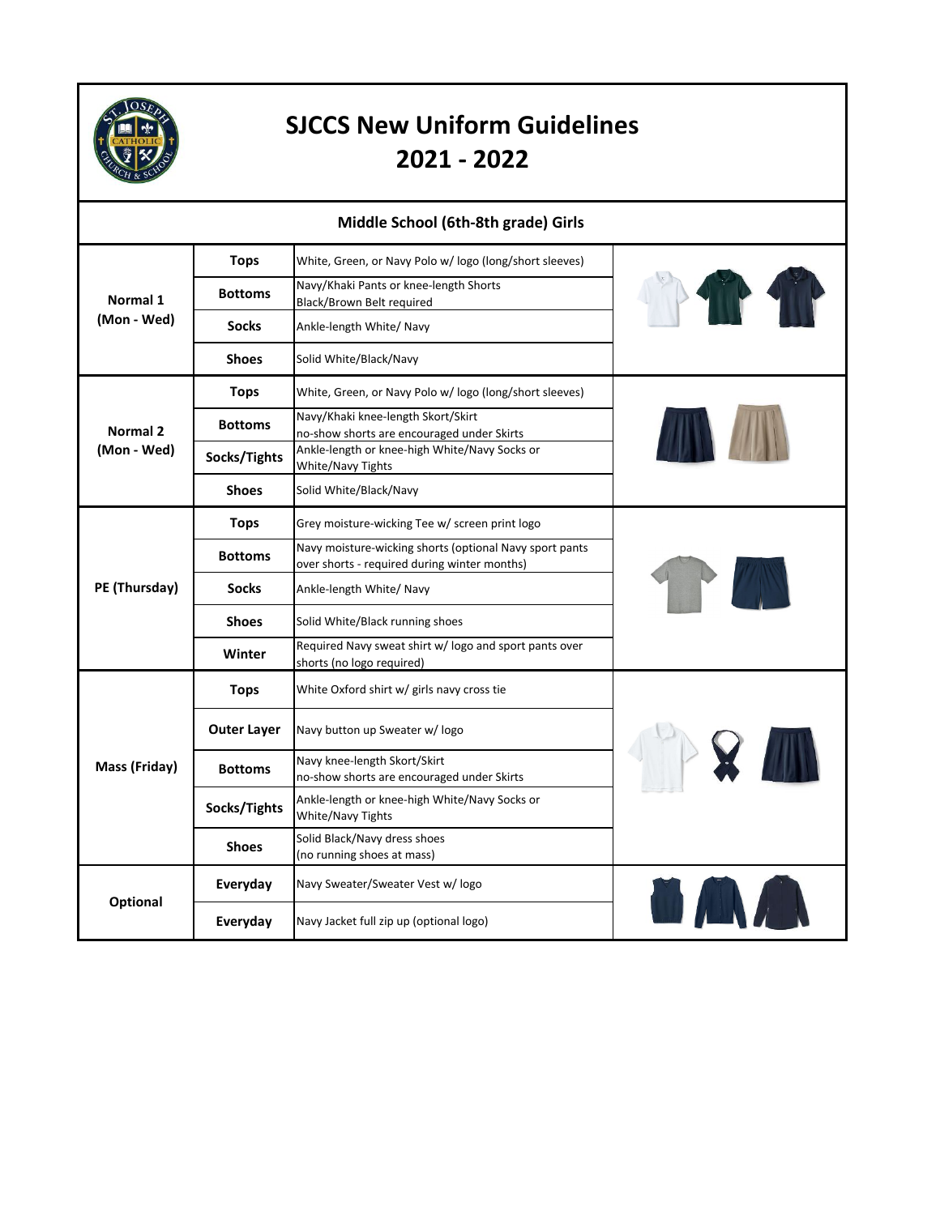# SJCCS New Uniform Guidelines
# 2021 - 2022

## Middle School (6th-8th grade) Girls

| | | |
|---|---|---|
| **Normal 1 (Mon - Wed)** | **Tops** | White, Green, or Navy Polo w/ logo (long/short sleeves) |
| | **Bottoms** | Navy/Khaki Pants or knee-length Shorts Black/Brown Belt required |
| | **Socks** | Ankle-length White/ Navy |
| | **Shoes** | Solid White/Black/Navy |
| **Normal 2 (Mon - Wed)** | **Tops** | White, Green, or Navy Polo w/ logo (long/short sleeves) |
| | **Bottoms** | Navy/Khaki knee-length Skort/Skirt no-show shorts are encouraged under Skirts |
| | **Socks/Tights** | Ankle-length or knee-high White/Navy Socks or White/Navy Tights |
| | **Shoes** | Solid White/Black/Navy |
| **PE (Thursday)** | **Tops** | Grey moisture-wicking Tee w/ screen print logo |
| | **Bottoms** | Navy moisture-wicking shorts (optional Navy sport pants over shorts - required during winter months) |
| | **Socks** | Ankle-length White/ Navy |
| | **Shoes** | Solid White/Black running shoes |
| | **Winter** | Required Navy sweat shirt w/ logo and sport pants over shorts (no logo required) |
| **Mass (Friday)** | **Tops** | White Oxford shirt w/ girls navy cross tie |
| | **Outer Layer** | Navy button up Sweater w/ logo |
| | **Bottoms** | Navy knee-length Skort/Skirt no-show shorts are encouraged under Skirts |
| | **Socks/Tights** | Ankle-length or knee-high White/Navy Socks or White/Navy Tights |
| | **Shoes** | Solid Black/Navy dress shoes (no running shoes at mass) |
| **Optional** | **Everyday** | Navy Sweater/Sweater Vest w/ logo |
| | **Everyday** | Navy Jacket full zip up (optional logo) |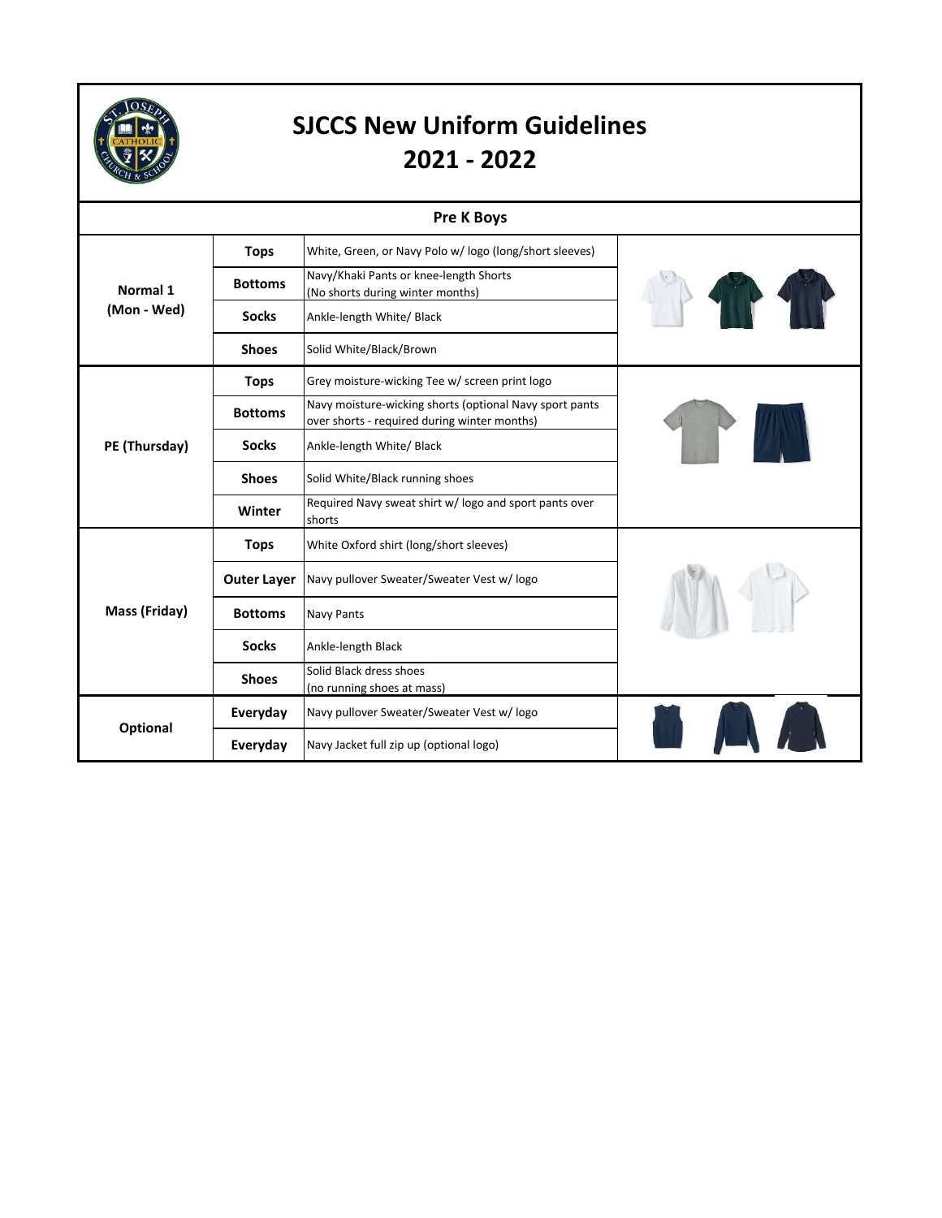# SJCCS New Uniform Guidelines 2021 - 2022

## Pre K Boys

| Category | Item | Description |
|---|---|---|
| **Normal 1 (Mon - Wed)** | **Tops** | White, Green, or Navy Polo w/ logo (long/short sleeves) |
| | **Bottoms** | Navy/Khaki Pants or knee-length Shorts (No shorts during winter months) |
| | **Socks** | Ankle-length White/ Black |
| | **Shoes** | Solid White/Black/Brown |
| **PE (Thursday)** | **Tops** | Grey moisture-wicking Tee w/ screen print logo |
| | **Bottoms** | Navy moisture-wicking shorts (optional Navy sport pants over shorts - required during winter months) |
| | **Socks** | Ankle-length White/ Black |
| | **Shoes** | Solid White/Black running shoes |
| | **Winter** | Required Navy sweat shirt w/ logo and sport pants over shorts |
| **Mass (Friday)** | **Tops** | White Oxford shirt (long/short sleeves) |
| | **Outer Layer** | Navy pullover Sweater/Sweater Vest w/ logo |
| | **Bottoms** | Navy Pants |
| | **Socks** | Ankle-length Black |
| | **Shoes** | Solid Black dress shoes (no running shoes at mass) |
| **Optional** | **Everyday** | Navy pullover Sweater/Sweater Vest w/ logo |
| | **Everyday** | Navy Jacket full zip up (optional logo) |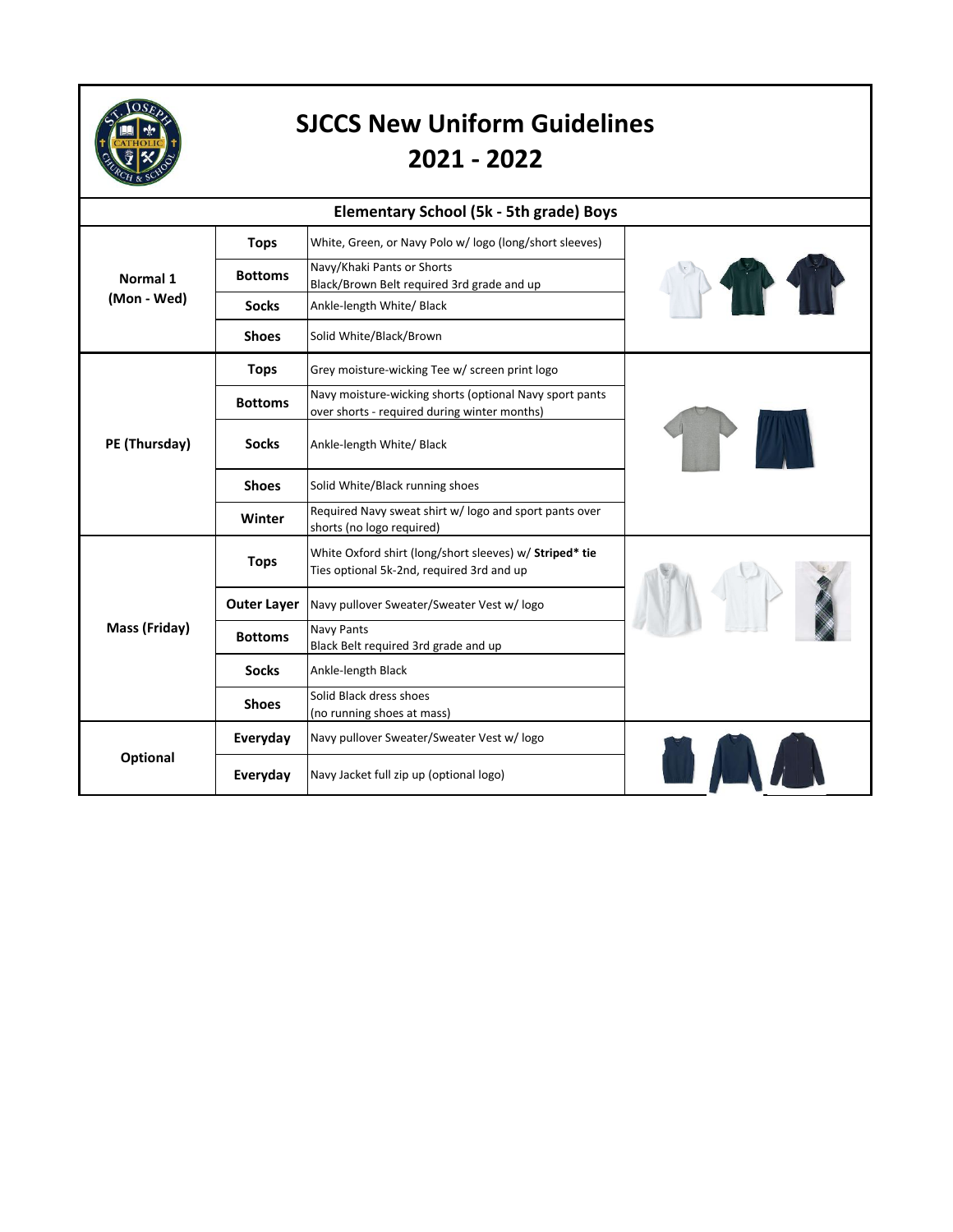# SJCCS New Uniform Guidelines 2021 - 2022

## Elementary School (5k - 5th grade) Boys

| | | |
|---|---|---|
| **Normal 1 (Mon - Wed)** | **Tops** | White, Green, or Navy Polo w/ logo (long/short sleeves) |
| | **Bottoms** | Navy/Khaki Pants or Shorts<br>Black/Brown Belt required 3rd grade and up |
| | **Socks** | Ankle-length White/ Black |
| | **Shoes** | Solid White/Black/Brown |
| **PE (Thursday)** | **Tops** | Grey moisture-wicking Tee w/ screen print logo |
| | **Bottoms** | Navy moisture-wicking shorts (optional Navy sport pants over shorts - required during winter months) |
| | **Socks** | Ankle-length White/ Black |
| | **Shoes** | Solid White/Black running shoes |
| | **Winter** | Required Navy sweat shirt w/ logo and sport pants over shorts (no logo required) |
| **Mass (Friday)** | **Tops** | White Oxford shirt (long/short sleeves) w/ **Striped* tie** Ties optional 5k-2nd, required 3rd and up |
| | **Outer Layer** | Navy pullover Sweater/Sweater Vest w/ logo |
| | **Bottoms** | Navy Pants<br>Black Belt required 3rd grade and up |
| | **Socks** | Ankle-length Black |
| | **Shoes** | Solid Black dress shoes<br>(no running shoes at mass) |
| **Optional** | **Everyday** | Navy pullover Sweater/Sweater Vest w/ logo |
| | **Everyday** | Navy Jacket full zip up (optional logo) |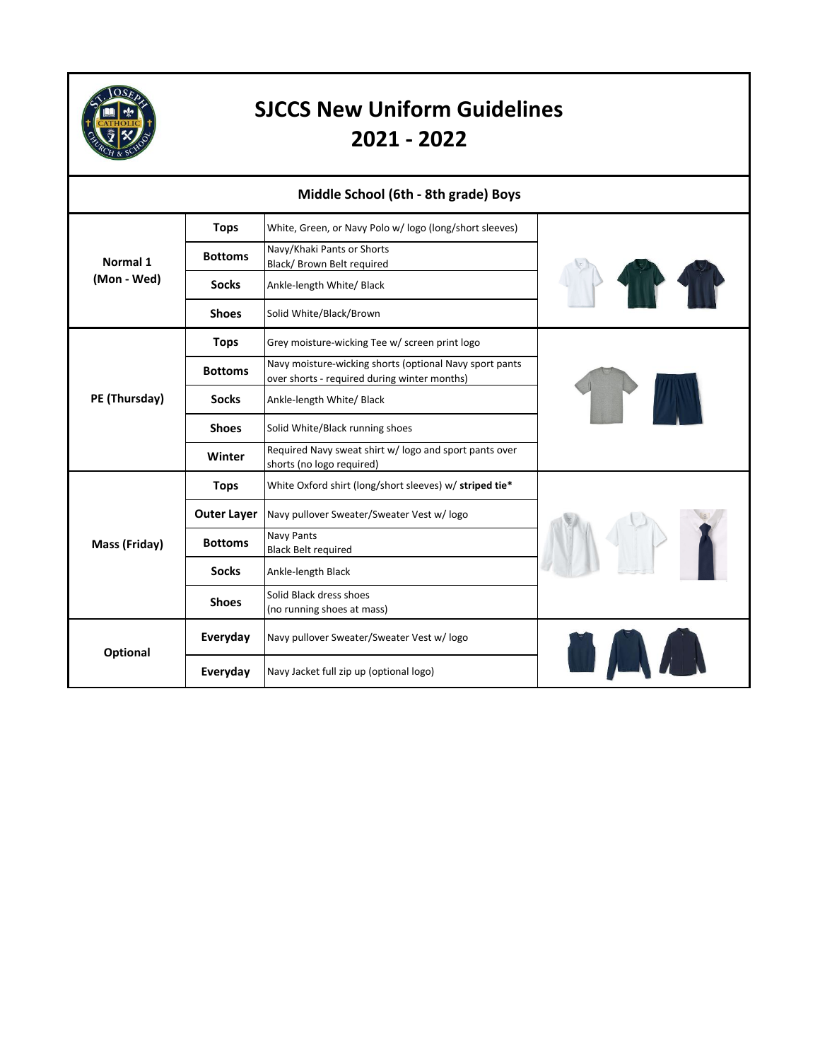# SJCCS New Uniform Guidelines
# 2021 - 2022

## Middle School (6th - 8th grade) Boys

| | | |
|---|---|---|
| **Normal 1 (Mon - Wed)** | **Tops** | White, Green, or Navy Polo w/ logo (long/short sleeves) |
| | **Bottoms** | Navy/Khaki Pants or Shorts<br>Black/ Brown Belt required |
| | **Socks** | Ankle-length White/ Black |
| | **Shoes** | Solid White/Black/Brown |
| **PE (Thursday)** | **Tops** | Grey moisture-wicking Tee w/ screen print logo |
| | **Bottoms** | Navy moisture-wicking shorts (optional Navy sport pants over shorts - required during winter months) |
| | **Socks** | Ankle-length White/ Black |
| | **Shoes** | Solid White/Black running shoes |
| | **Winter** | Required Navy sweat shirt w/ logo and sport pants over shorts (no logo required) |
| **Mass (Friday)** | **Tops** | White Oxford shirt (long/short sleeves) w/ **striped tie*** |
| | **Outer Layer** | Navy pullover Sweater/Sweater Vest w/ logo |
| | **Bottoms** | Navy Pants<br>Black Belt required |
| | **Socks** | Ankle-length Black |
| | **Shoes** | Solid Black dress shoes<br>(no running shoes at mass) |
| **Optional** | **Everyday** | Navy pullover Sweater/Sweater Vest w/ logo |
| | **Everyday** | Navy Jacket full zip up (optional logo) |